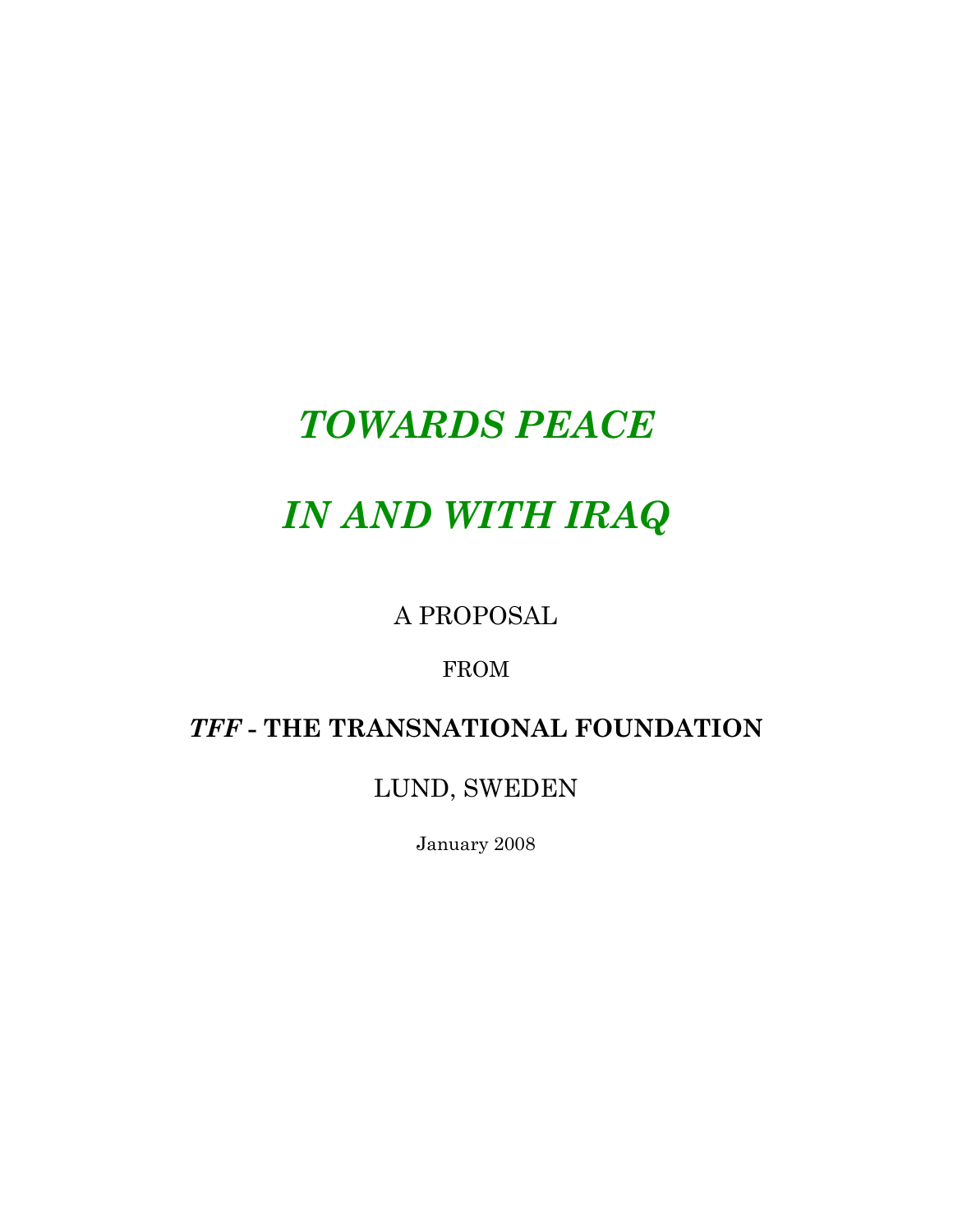# *TOWARDS PEACE*

# *IN AND WITH IRAQ*

A PROPOSAL

FROM

***TFF* - THE TRANSNATIONAL FOUNDATION**

LUND, SWEDEN

January 2008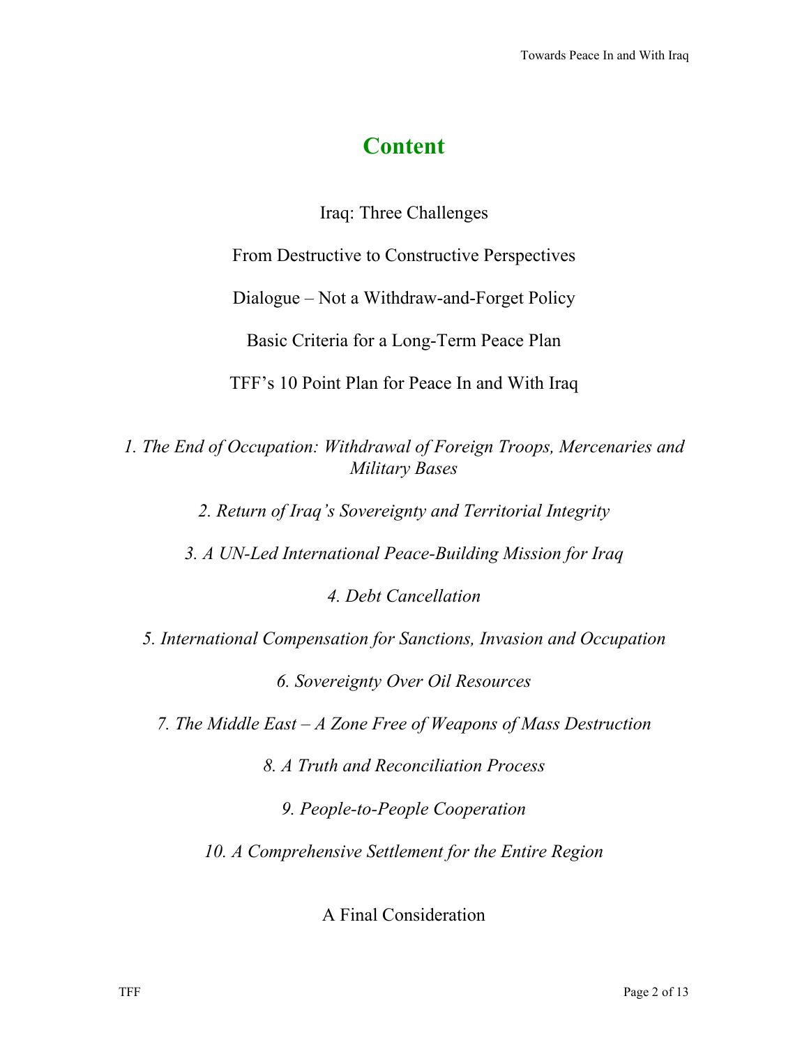# Content

Iraq: Three Challenges

From Destructive to Constructive Perspectives

Dialogue – Not a Withdraw-and-Forget Policy

Basic Criteria for a Long-Term Peace Plan

TFF's 10 Point Plan for Peace In and With Iraq

*1. The End of Occupation: Withdrawal of Foreign Troops, Mercenaries and Military Bases*

*2. Return of Iraq's Sovereignty and Territorial Integrity*

*3. A UN-Led International Peace-Building Mission for Iraq*

*4. Debt Cancellation*

*5. International Compensation for Sanctions, Invasion and Occupation*

*6. Sovereignty Over Oil Resources*

*7. The Middle East – A Zone Free of Weapons of Mass Destruction*

*8. A Truth and Reconciliation Process*

*9. People-to-People Cooperation*

*10. A Comprehensive Settlement for the Entire Region*

A Final Consideration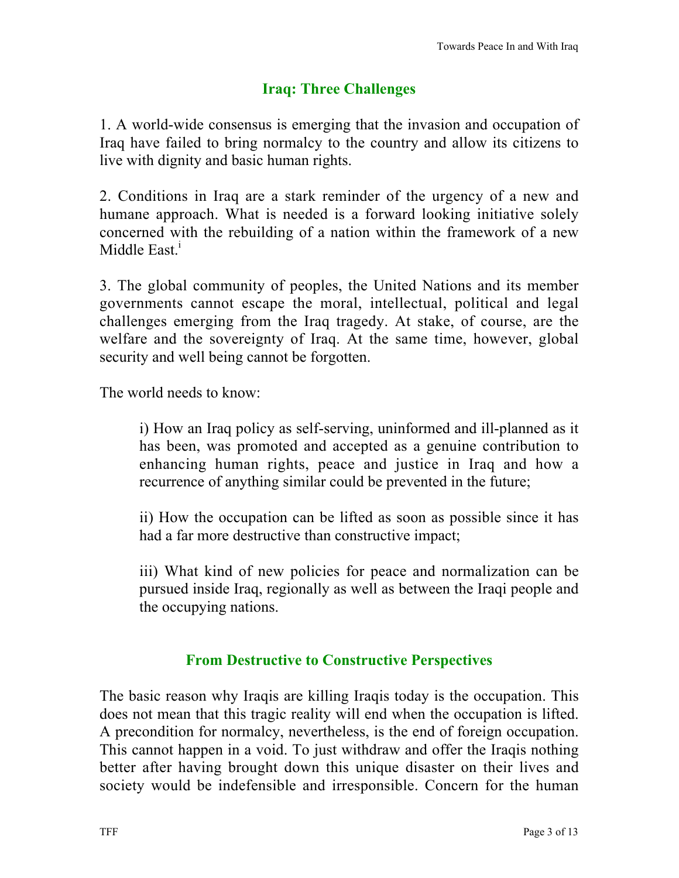## Iraq: Three Challenges

1. A world-wide consensus is emerging that the invasion and occupation of Iraq have failed to bring normalcy to the country and allow its citizens to live with dignity and basic human rights.

2. Conditions in Iraq are a stark reminder of the urgency of a new and humane approach. What is needed is a forward looking initiative solely concerned with the rebuilding of a nation within the framework of a new Middle East.[i]

3. The global community of peoples, the United Nations and its member governments cannot escape the moral, intellectual, political and legal challenges emerging from the Iraq tragedy. At stake, of course, are the welfare and the sovereignty of Iraq. At the same time, however, global security and well being cannot be forgotten.

The world needs to know:

> i) How an Iraq policy as self-serving, uninformed and ill-planned as it has been, was promoted and accepted as a genuine contribution to enhancing human rights, peace and justice in Iraq and how a recurrence of anything similar could be prevented in the future;
>
> ii) How the occupation can be lifted as soon as possible since it has had a far more destructive than constructive impact;
>
> iii) What kind of new policies for peace and normalization can be pursued inside Iraq, regionally as well as between the Iraqi people and the occupying nations.

## From Destructive to Constructive Perspectives

The basic reason why Iraqis are killing Iraqis today is the occupation. This does not mean that this tragic reality will end when the occupation is lifted. A precondition for normalcy, nevertheless, is the end of foreign occupation. This cannot happen in a void. To just withdraw and offer the Iraqis nothing better after having brought down this unique disaster on their lives and society would be indefensible and irresponsible. Concern for the human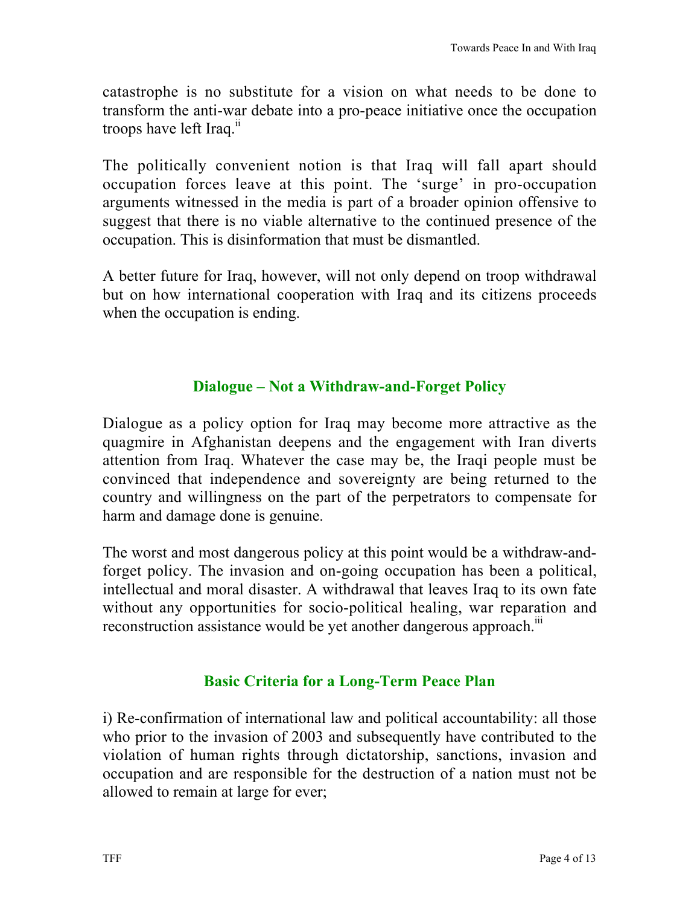catastrophe is no substitute for a vision on what needs to be done to transform the anti-war debate into a pro-peace initiative once the occupation troops have left Iraq.[ii]

The politically convenient notion is that Iraq will fall apart should occupation forces leave at this point. The 'surge' in pro-occupation arguments witnessed in the media is part of a broader opinion offensive to suggest that there is no viable alternative to the continued presence of the occupation. This is disinformation that must be dismantled.

A better future for Iraq, however, will not only depend on troop withdrawal but on how international cooperation with Iraq and its citizens proceeds when the occupation is ending.

## Dialogue – Not a Withdraw-and-Forget Policy

Dialogue as a policy option for Iraq may become more attractive as the quagmire in Afghanistan deepens and the engagement with Iran diverts attention from Iraq. Whatever the case may be, the Iraqi people must be convinced that independence and sovereignty are being returned to the country and willingness on the part of the perpetrators to compensate for harm and damage done is genuine.

The worst and most dangerous policy at this point would be a withdraw-and-forget policy. The invasion and on-going occupation has been a political, intellectual and moral disaster. A withdrawal that leaves Iraq to its own fate without any opportunities for socio-political healing, war reparation and reconstruction assistance would be yet another dangerous approach.[iii]

## Basic Criteria for a Long-Term Peace Plan

i) Re-confirmation of international law and political accountability: all those who prior to the invasion of 2003 and subsequently have contributed to the violation of human rights through dictatorship, sanctions, invasion and occupation and are responsible for the destruction of a nation must not be allowed to remain at large for ever;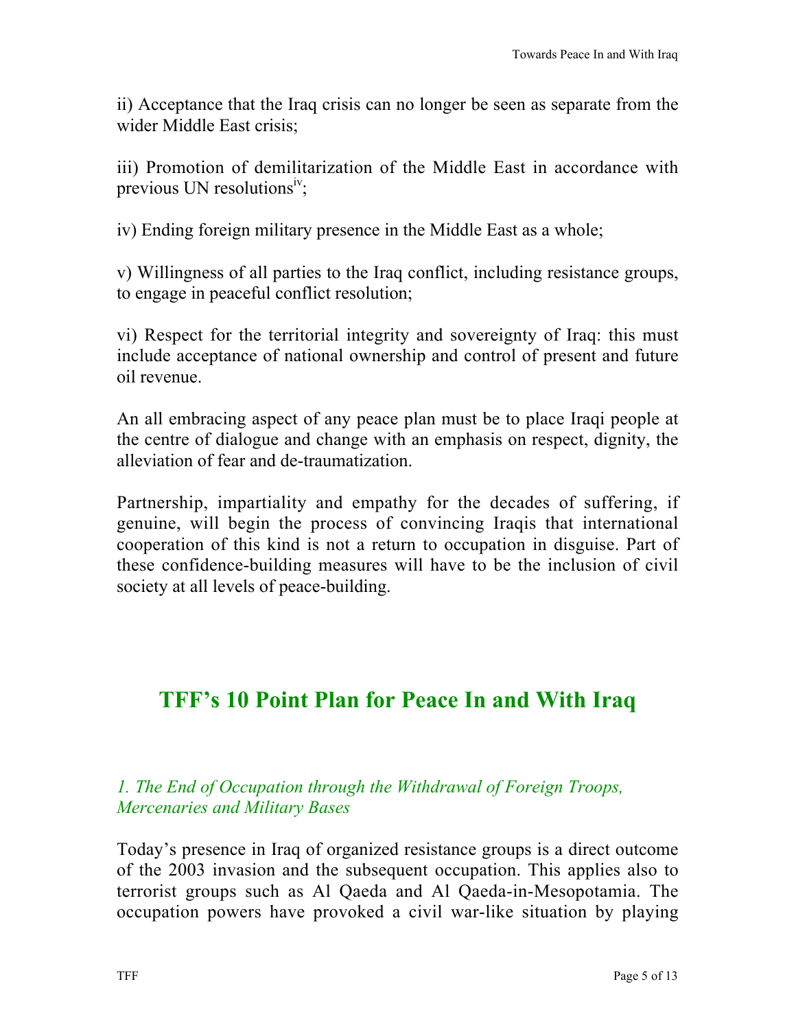ii) Acceptance that the Iraq crisis can no longer be seen as separate from the wider Middle East crisis;

iii) Promotion of demilitarization of the Middle East in accordance with previous UN resolutions[iv];

iv) Ending foreign military presence in the Middle East as a whole;

v) Willingness of all parties to the Iraq conflict, including resistance groups, to engage in peaceful conflict resolution;

vi) Respect for the territorial integrity and sovereignty of Iraq: this must include acceptance of national ownership and control of present and future oil revenue.

An all embracing aspect of any peace plan must be to place Iraqi people at the centre of dialogue and change with an emphasis on respect, dignity, the alleviation of fear and de-traumatization.

Partnership, impartiality and empathy for the decades of suffering, if genuine, will begin the process of convincing Iraqis that international cooperation of this kind is not a return to occupation in disguise. Part of these confidence-building measures will have to be the inclusion of civil society at all levels of peace-building.

## TFF's 10 Point Plan for Peace In and With Iraq

### *1. The End of Occupation through the Withdrawal of Foreign Troops, Mercenaries and Military Bases*

Today's presence in Iraq of organized resistance groups is a direct outcome of the 2003 invasion and the subsequent occupation. This applies also to terrorist groups such as Al Qaeda and Al Qaeda-in-Mesopotamia. The occupation powers have provoked a civil war-like situation by playing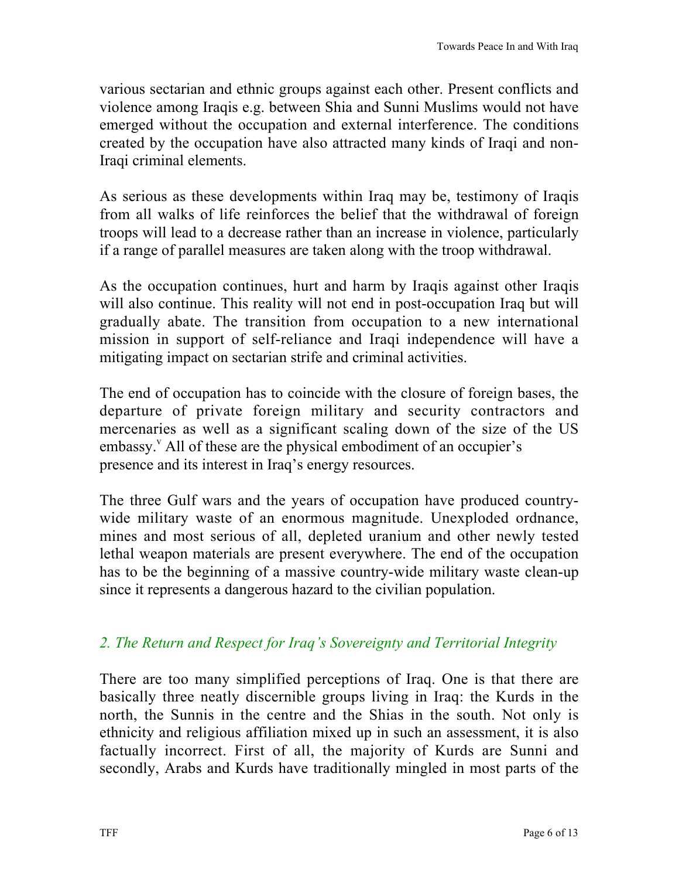various sectarian and ethnic groups against each other. Present conflicts and violence among Iraqis e.g. between Shia and Sunni Muslims would not have emerged without the occupation and external interference. The conditions created by the occupation have also attracted many kinds of Iraqi and non-Iraqi criminal elements.

As serious as these developments within Iraq may be, testimony of Iraqis from all walks of life reinforces the belief that the withdrawal of foreign troops will lead to a decrease rather than an increase in violence, particularly if a range of parallel measures are taken along with the troop withdrawal.

As the occupation continues, hurt and harm by Iraqis against other Iraqis will also continue. This reality will not end in post-occupation Iraq but will gradually abate. The transition from occupation to a new international mission in support of self-reliance and Iraqi independence will have a mitigating impact on sectarian strife and criminal activities.

The end of occupation has to coincide with the closure of foreign bases, the departure of private foreign military and security contractors and mercenaries as well as a significant scaling down of the size of the US embassy.[v] All of these are the physical embodiment of an occupier's presence and its interest in Iraq's energy resources.

The three Gulf wars and the years of occupation have produced country-wide military waste of an enormous magnitude. Unexploded ordnance, mines and most serious of all, depleted uranium and other newly tested lethal weapon materials are present everywhere. The end of the occupation has to be the beginning of a massive country-wide military waste clean-up since it represents a dangerous hazard to the civilian population.

## *2. The Return and Respect for Iraq's Sovereignty and Territorial Integrity*

There are too many simplified perceptions of Iraq. One is that there are basically three neatly discernible groups living in Iraq: the Kurds in the north, the Sunnis in the centre and the Shias in the south. Not only is ethnicity and religious affiliation mixed up in such an assessment, it is also factually incorrect. First of all, the majority of Kurds are Sunni and secondly, Arabs and Kurds have traditionally mingled in most parts of the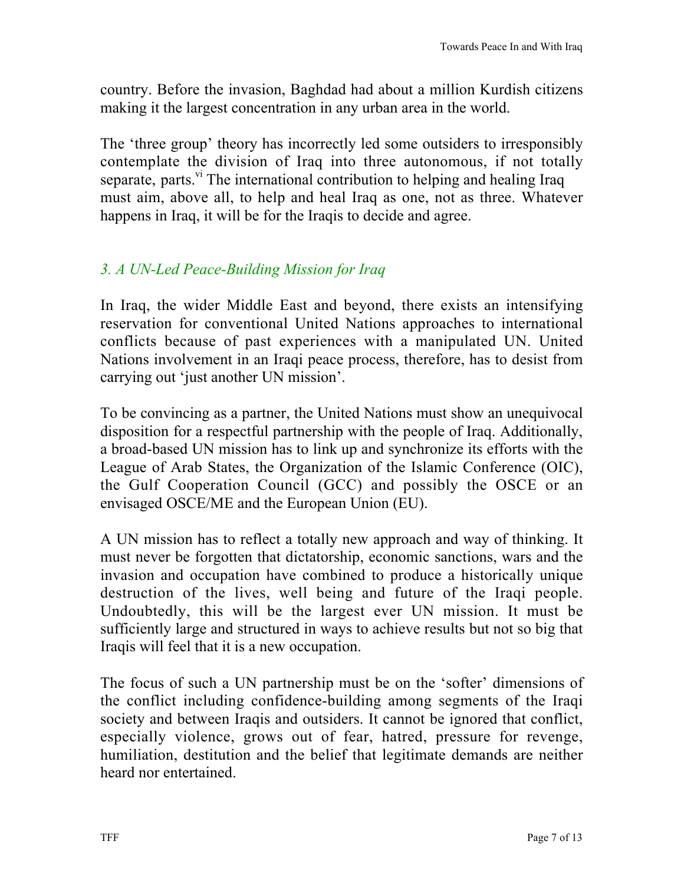country. Before the invasion, Baghdad had about a million Kurdish citizens making it the largest concentration in any urban area in the world.

The 'three group' theory has incorrectly led some outsiders to irresponsibly contemplate the division of Iraq into three autonomous, if not totally separate, parts.[vi] The international contribution to helping and healing Iraq must aim, above all, to help and heal Iraq as one, not as three. Whatever happens in Iraq, it will be for the Iraqis to decide and agree.

### *3. A UN-Led Peace-Building Mission for Iraq*

In Iraq, the wider Middle East and beyond, there exists an intensifying reservation for conventional United Nations approaches to international conflicts because of past experiences with a manipulated UN. United Nations involvement in an Iraqi peace process, therefore, has to desist from carrying out 'just another UN mission'.

To be convincing as a partner, the United Nations must show an unequivocal disposition for a respectful partnership with the people of Iraq. Additionally, a broad-based UN mission has to link up and synchronize its efforts with the League of Arab States, the Organization of the Islamic Conference (OIC), the Gulf Cooperation Council (GCC) and possibly the OSCE or an envisaged OSCE/ME and the European Union (EU).

A UN mission has to reflect a totally new approach and way of thinking. It must never be forgotten that dictatorship, economic sanctions, wars and the invasion and occupation have combined to produce a historically unique destruction of the lives, well being and future of the Iraqi people. Undoubtedly, this will be the largest ever UN mission. It must be sufficiently large and structured in ways to achieve results but not so big that Iraqis will feel that it is a new occupation.

The focus of such a UN partnership must be on the 'softer' dimensions of the conflict including confidence-building among segments of the Iraqi society and between Iraqis and outsiders. It cannot be ignored that conflict, especially violence, grows out of fear, hatred, pressure for revenge, humiliation, destitution and the belief that legitimate demands are neither heard nor entertained.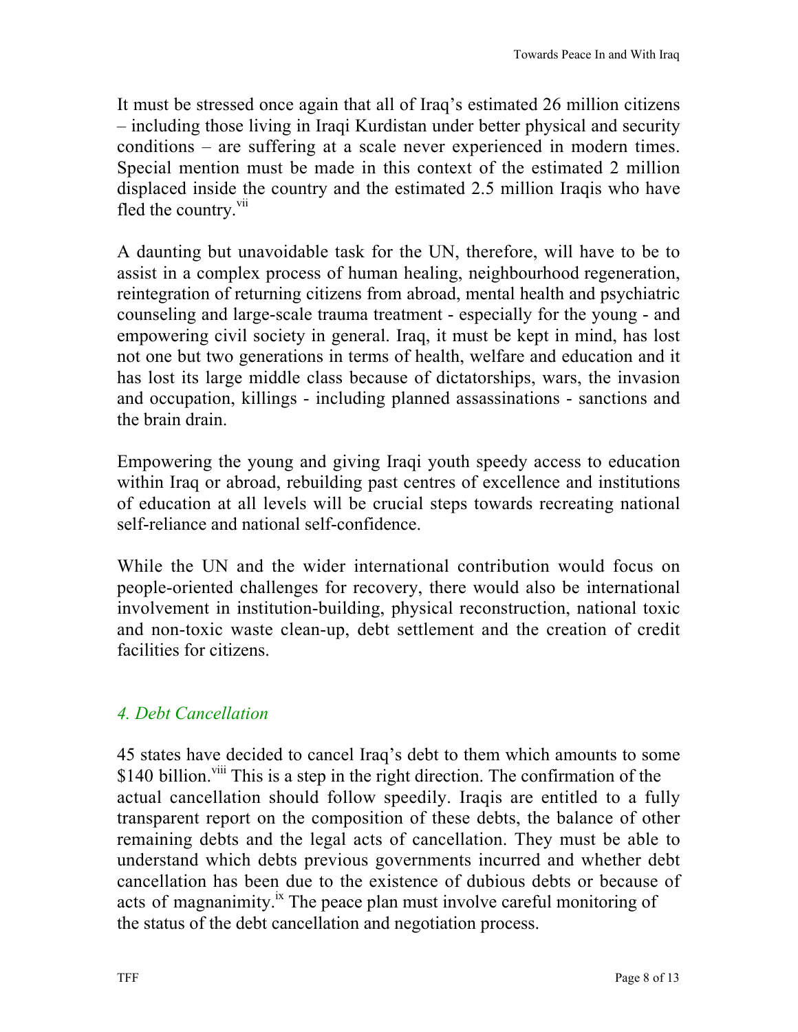It must be stressed once again that all of Iraq's estimated 26 million citizens – including those living in Iraqi Kurdistan under better physical and security conditions – are suffering at a scale never experienced in modern times. Special mention must be made in this context of the estimated 2 million displaced inside the country and the estimated 2.5 million Iraqis who have fled the country.[vii]

A daunting but unavoidable task for the UN, therefore, will have to be to assist in a complex process of human healing, neighbourhood regeneration, reintegration of returning citizens from abroad, mental health and psychiatric counseling and large-scale trauma treatment - especially for the young - and empowering civil society in general. Iraq, it must be kept in mind, has lost not one but two generations in terms of health, welfare and education and it has lost its large middle class because of dictatorships, wars, the invasion and occupation, killings - including planned assassinations - sanctions and the brain drain.

Empowering the young and giving Iraqi youth speedy access to education within Iraq or abroad, rebuilding past centres of excellence and institutions of education at all levels will be crucial steps towards recreating national self-reliance and national self-confidence.

While the UN and the wider international contribution would focus on people-oriented challenges for recovery, there would also be international involvement in institution-building, physical reconstruction, national toxic and non-toxic waste clean-up, debt settlement and the creation of credit facilities for citizens.

## *4. Debt Cancellation*

45 states have decided to cancel Iraq's debt to them which amounts to some $140 billion.[viii] This is a step in the right direction. The confirmation of the actual cancellation should follow speedily. Iraqis are entitled to a fully transparent report on the composition of these debts, the balance of other remaining debts and the legal acts of cancellation. They must be able to understand which debts previous governments incurred and whether debt cancellation has been due to the existence of dubious debts or because of acts of magnanimity.[ix] The peace plan must involve careful monitoring of the status of the debt cancellation and negotiation process.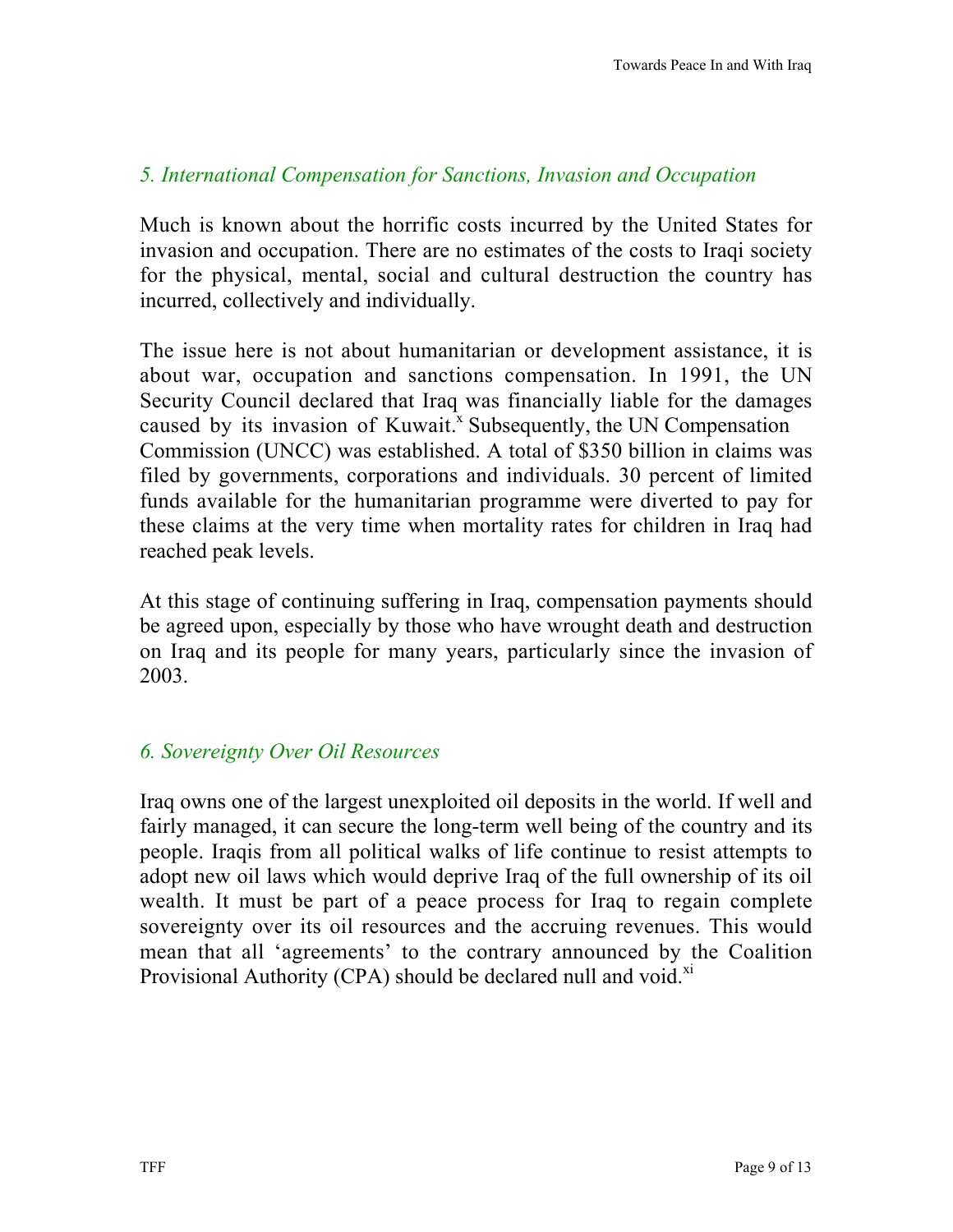## *5. International Compensation for Sanctions, Invasion and Occupation*

Much is known about the horrific costs incurred by the United States for invasion and occupation. There are no estimates of the costs to Iraqi society for the physical, mental, social and cultural destruction the country has incurred, collectively and individually.

The issue here is not about humanitarian or development assistance, it is about war, occupation and sanctions compensation. In 1991, the UN Security Council declared that Iraq was financially liable for the damages caused by its invasion of Kuwait.[x] Subsequently, the UN Compensation Commission (UNCC) was established. A total of $350 billion in claims was filed by governments, corporations and individuals. 30 percent of limited funds available for the humanitarian programme were diverted to pay for these claims at the very time when mortality rates for children in Iraq had reached peak levels.

At this stage of continuing suffering in Iraq, compensation payments should be agreed upon, especially by those who have wrought death and destruction on Iraq and its people for many years, particularly since the invasion of 2003.

## *6. Sovereignty Over Oil Resources*

Iraq owns one of the largest unexploited oil deposits in the world. If well and fairly managed, it can secure the long-term well being of the country and its people. Iraqis from all political walks of life continue to resist attempts to adopt new oil laws which would deprive Iraq of the full ownership of its oil wealth. It must be part of a peace process for Iraq to regain complete sovereignty over its oil resources and the accruing revenues. This would mean that all 'agreements' to the contrary announced by the Coalition Provisional Authority (CPA) should be declared null and void.[xi]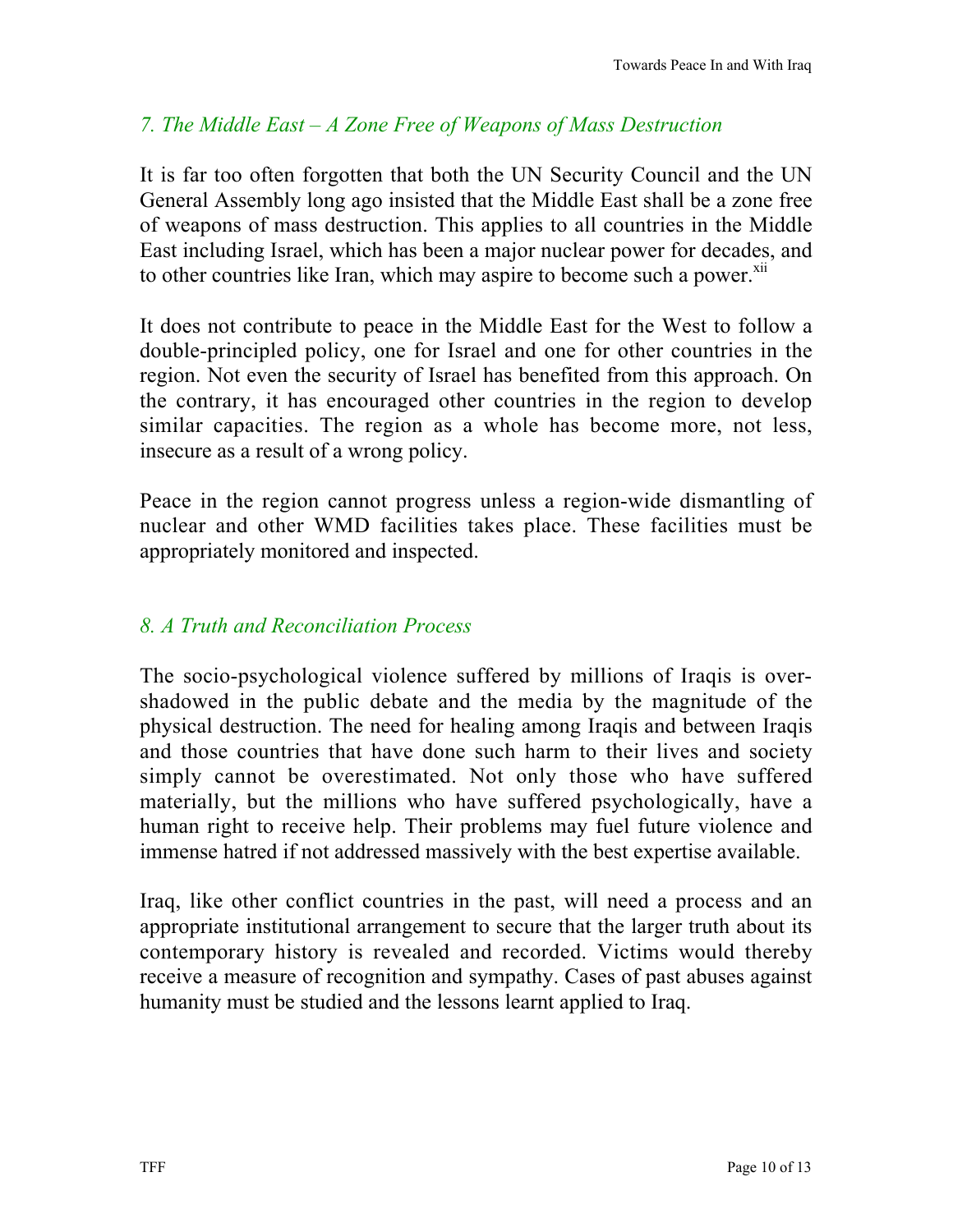## *7. The Middle East – A Zone Free of Weapons of Mass Destruction*

It is far too often forgotten that both the UN Security Council and the UN General Assembly long ago insisted that the Middle East shall be a zone free of weapons of mass destruction. This applies to all countries in the Middle East including Israel, which has been a major nuclear power for decades, and to other countries like Iran, which may aspire to become such a power.[xii]

It does not contribute to peace in the Middle East for the West to follow a double-principled policy, one for Israel and one for other countries in the region. Not even the security of Israel has benefited from this approach. On the contrary, it has encouraged other countries in the region to develop similar capacities. The region as a whole has become more, not less, insecure as a result of a wrong policy.

Peace in the region cannot progress unless a region-wide dismantling of nuclear and other WMD facilities takes place. These facilities must be appropriately monitored and inspected.

## *8. A Truth and Reconciliation Process*

The socio-psychological violence suffered by millions of Iraqis is over-shadowed in the public debate and the media by the magnitude of the physical destruction. The need for healing among Iraqis and between Iraqis and those countries that have done such harm to their lives and society simply cannot be overestimated. Not only those who have suffered materially, but the millions who have suffered psychologically, have a human right to receive help. Their problems may fuel future violence and immense hatred if not addressed massively with the best expertise available.

Iraq, like other conflict countries in the past, will need a process and an appropriate institutional arrangement to secure that the larger truth about its contemporary history is revealed and recorded. Victims would thereby receive a measure of recognition and sympathy. Cases of past abuses against humanity must be studied and the lessons learnt applied to Iraq.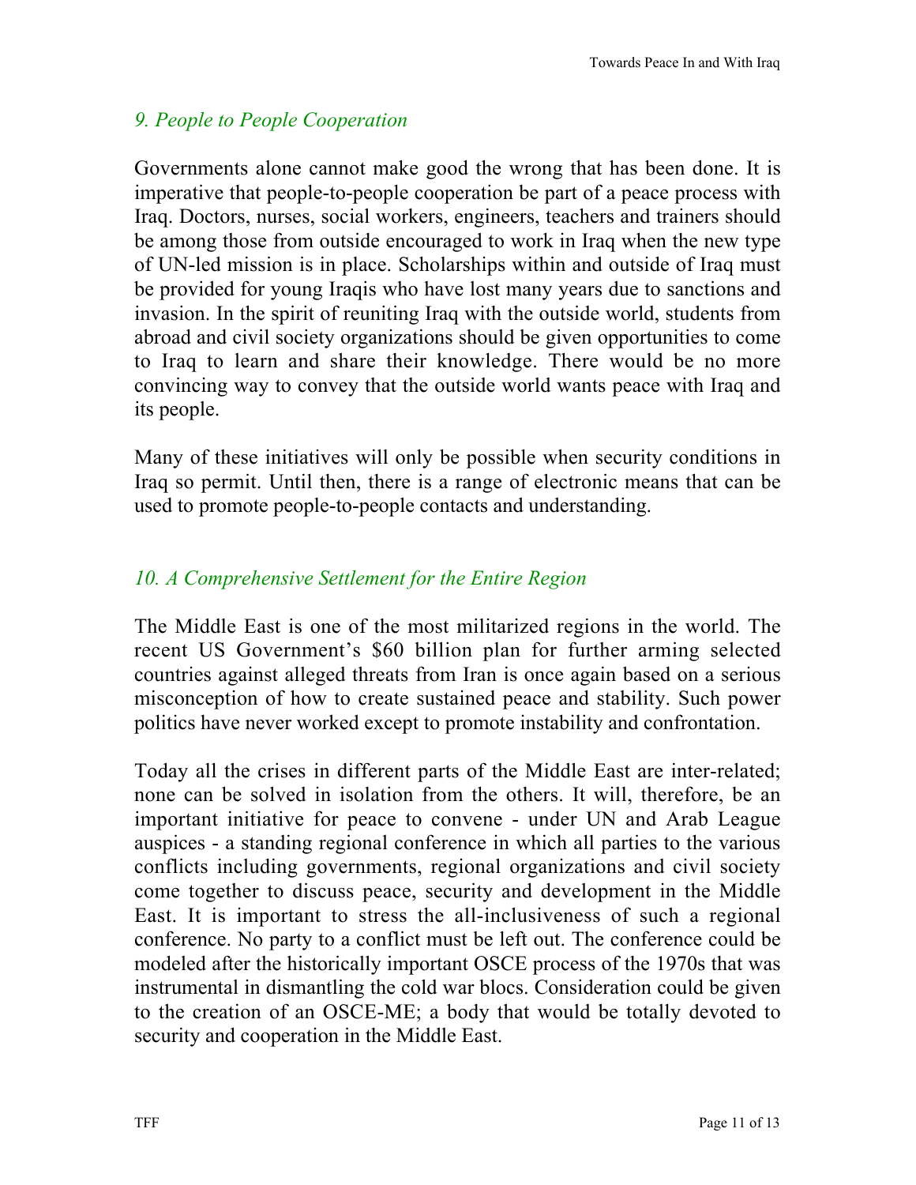## *9. People to People Cooperation*

Governments alone cannot make good the wrong that has been done. It is imperative that people-to-people cooperation be part of a peace process with Iraq. Doctors, nurses, social workers, engineers, teachers and trainers should be among those from outside encouraged to work in Iraq when the new type of UN-led mission is in place. Scholarships within and outside of Iraq must be provided for young Iraqis who have lost many years due to sanctions and invasion. In the spirit of reuniting Iraq with the outside world, students from abroad and civil society organizations should be given opportunities to come to Iraq to learn and share their knowledge. There would be no more convincing way to convey that the outside world wants peace with Iraq and its people.

Many of these initiatives will only be possible when security conditions in Iraq so permit. Until then, there is a range of electronic means that can be used to promote people-to-people contacts and understanding.

## *10. A Comprehensive Settlement for the Entire Region*

The Middle East is one of the most militarized regions in the world. The recent US Government's $60 billion plan for further arming selected countries against alleged threats from Iran is once again based on a serious misconception of how to create sustained peace and stability. Such power politics have never worked except to promote instability and confrontation.

Today all the crises in different parts of the Middle East are inter-related; none can be solved in isolation from the others. It will, therefore, be an important initiative for peace to convene - under UN and Arab League auspices - a standing regional conference in which all parties to the various conflicts including governments, regional organizations and civil society come together to discuss peace, security and development in the Middle East. It is important to stress the all-inclusiveness of such a regional conference. No party to a conflict must be left out. The conference could be modeled after the historically important OSCE process of the 1970s that was instrumental in dismantling the cold war blocs. Consideration could be given to the creation of an OSCE-ME; a body that would be totally devoted to security and cooperation in the Middle East.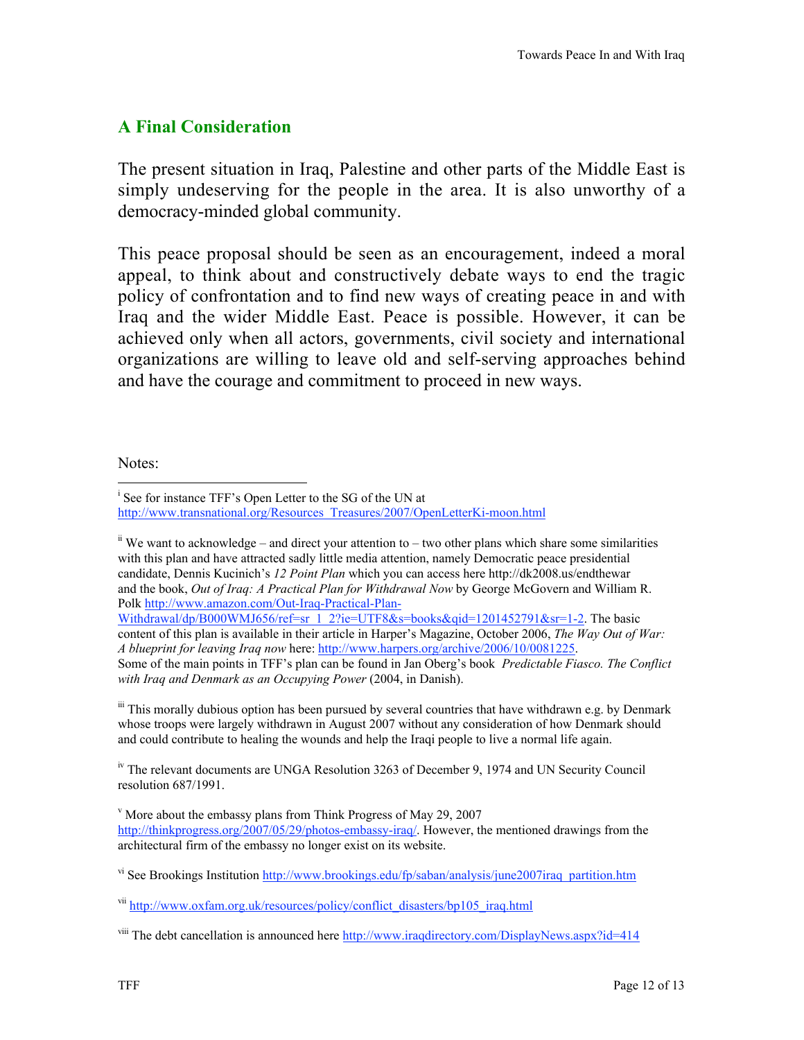## A Final Consideration

The present situation in Iraq, Palestine and other parts of the Middle East is simply undeserving for the people in the area. It is also unworthy of a democracy-minded global community.

This peace proposal should be seen as an encouragement, indeed a moral appeal, to think about and constructively debate ways to end the tragic policy of confrontation and to find new ways of creating peace in and with Iraq and the wider Middle East. Peace is possible. However, it can be achieved only when all actors, governments, civil society and international organizations are willing to leave old and self-serving approaches behind and have the courage and commitment to proceed in new ways.

Notes:

---

[i] See for instance TFF's Open Letter to the SG of the UN at http://www.transnational.org/Resources_Treasures/2007/OpenLetterKi-moon.html

[ii] We want to acknowledge – and direct your attention to – two other plans which share some similarities with this plan and have attracted sadly little media attention, namely Democratic peace presidential candidate, Dennis Kucinich's *12 Point Plan* which you can access here http://dk2008.us/endthewar and the book, *Out of Iraq: A Practical Plan for Withdrawal Now* by George McGovern and William R. Polk http://www.amazon.com/Out-Iraq-Practical-Plan-Withdrawal/dp/B000WMJ656/ref=sr_1_2?ie=UTF8&s=books&qid=1201452791&sr=1-2. The basic content of this plan is available in their article in Harper's Magazine, October 2006, *The Way Out of War: A blueprint for leaving Iraq now* here: http://www.harpers.org/archive/2006/10/0081225. Some of the main points in TFF's plan can be found in Jan Oberg's book *Predictable Fiasco. The Conflict with Iraq and Denmark as an Occupying Power* (2004, in Danish).

[iii] This morally dubious option has been pursued by several countries that have withdrawn e.g. by Denmark whose troops were largely withdrawn in August 2007 without any consideration of how Denmark should and could contribute to healing the wounds and help the Iraqi people to live a normal life again.

[iv] The relevant documents are UNGA Resolution 3263 of December 9, 1974 and UN Security Council resolution 687/1991.

[v] More about the embassy plans from Think Progress of May 29, 2007 http://thinkprogress.org/2007/05/29/photos-embassy-iraq/. However, the mentioned drawings from the architectural firm of the embassy no longer exist on its website.

[vi] See Brookings Institution http://www.brookings.edu/fp/saban/analysis/june2007iraq_partition.htm

[vii] http://www.oxfam.org.uk/resources/policy/conflict_disasters/bp105_iraq.html

[viii] The debt cancellation is announced here http://www.iraqdirectory.com/DisplayNews.aspx?id=414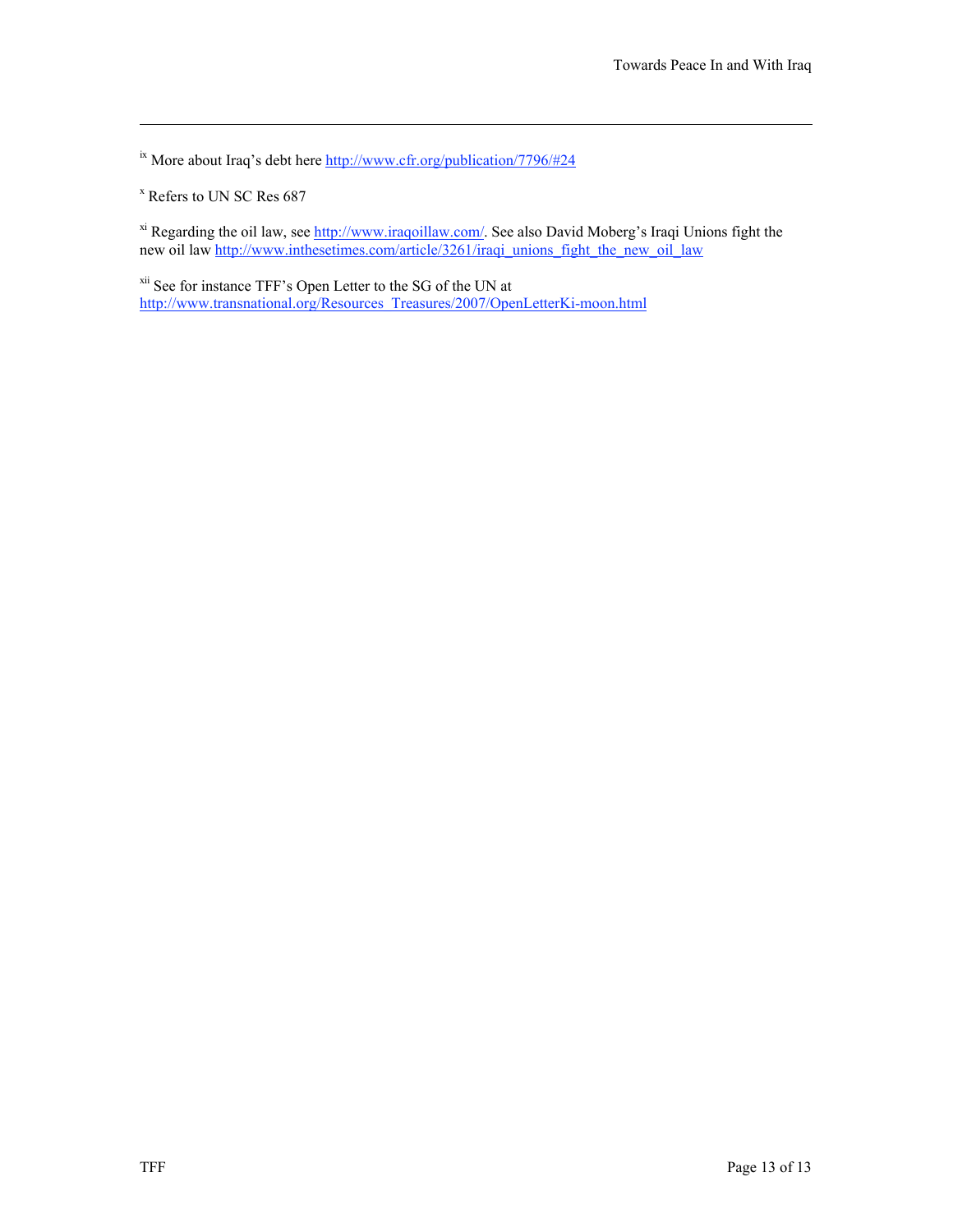[ix] More about Iraq's debt here http://www.cfr.org/publication/7796/#24

[x] Refers to UN SC Res 687

[xi] Regarding the oil law, see http://www.iraqoillaw.com/. See also David Moberg's Iraqi Unions fight the new oil law http://www.inthesetimes.com/article/3261/iraqi_unions_fight_the_new_oil_law

[xii] See for instance TFF's Open Letter to the SG of the UN at http://www.transnational.org/Resources_Treasures/2007/OpenLetterKi-moon.html